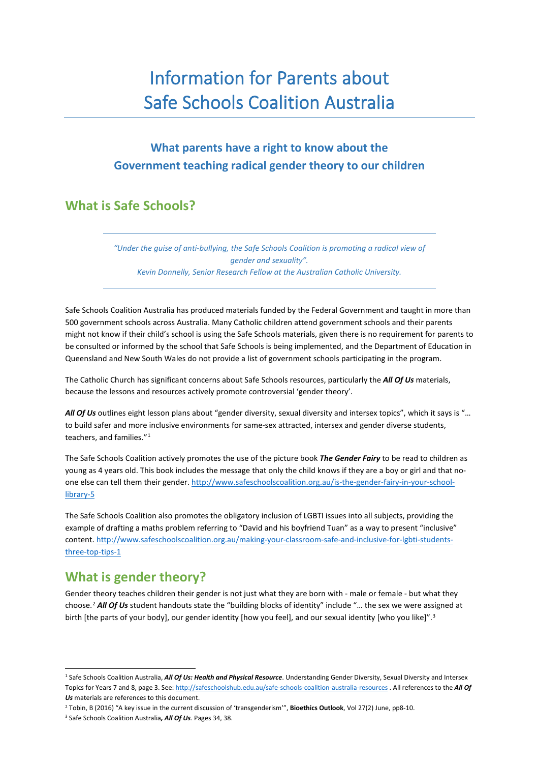# Information for Parents about Safe Schools Coalition Australia

## What parents have a right to know about the Government teaching radical gender theory to our children

## What is Safe Schools?

> *"Under the guise of anti-bullying, the Safe Schools Coalition is promoting a radical view of gender and sexuality".*
> *Kevin Donnelly, Senior Research Fellow at the Australian Catholic University.*

Safe Schools Coalition Australia has produced materials funded by the Federal Government and taught in more than 500 government schools across Australia. Many Catholic children attend government schools and their parents might not know if their child's school is using the Safe Schools materials, given there is no requirement for parents to be consulted or informed by the school that Safe Schools is being implemented, and the Department of Education in Queensland and New South Wales do not provide a list of government schools participating in the program.

The Catholic Church has significant concerns about Safe Schools resources, particularly the ***All Of Us*** materials, because the lessons and resources actively promote controversial 'gender theory'.

***All Of Us*** outlines eight lesson plans about "gender diversity, sexual diversity and intersex topics", which it says is "… to build safer and more inclusive environments for same-sex attracted, intersex and gender diverse students, teachers, and families."[1]

The Safe Schools Coalition actively promotes the use of the picture book ***The Gender Fairy*** to be read to children as young as 4 years old. This book includes the message that only the child knows if they are a boy or girl and that no-one else can tell them their gender. http://www.safeschoolscoalition.org.au/is-the-gender-fairy-in-your-school-library-5

The Safe Schools Coalition also promotes the obligatory inclusion of LGBTI issues into all subjects, providing the example of drafting a maths problem referring to "David and his boyfriend Tuan" as a way to present "inclusive" content. http://www.safeschoolscoalition.org.au/making-your-classroom-safe-and-inclusive-for-lgbti-students-three-top-tips-1

## What is gender theory?

Gender theory teaches children their gender is not just what they are born with - male or female - but what they choose.[2] ***All Of Us*** student handouts state the "building blocks of identity" include "… the sex we were assigned at birth [the parts of your body], our gender identity [how you feel], and our sexual identity [who you like]".[3]

---

[1] Safe Schools Coalition Australia, ***All Of Us: Health and Physical Resource***. Understanding Gender Diversity, Sexual Diversity and Intersex Topics for Years 7 and 8, page 3. See: http://safeschoolshub.edu.au/safe-schools-coalition-australia-resources . All references to the ***All Of Us*** materials are references to this document.

[2] Tobin, B (2016) "A key issue in the current discussion of 'transgenderism'", **Bioethics Outlook**, Vol 27(2) June, pp8-10.

[3] Safe Schools Coalition Australia***, All Of Us.*** Pages 34, 38.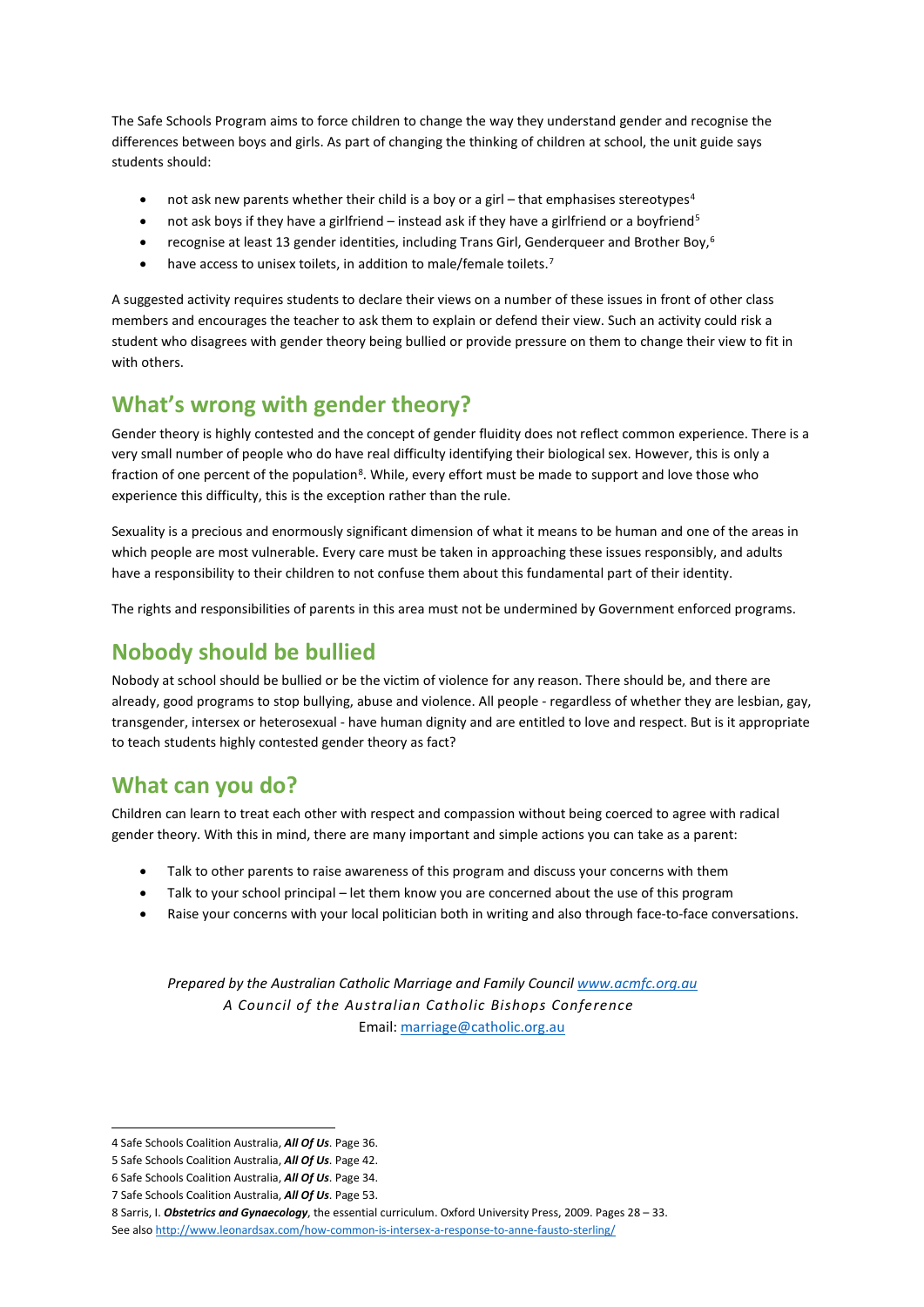The Safe Schools Program aims to force children to change the way they understand gender and recognise the differences between boys and girls. As part of changing the thinking of children at school, the unit guide says students should:

- not ask new parents whether their child is a boy or a girl – that emphasises stereotypes[4]
- not ask boys if they have a girlfriend – instead ask if they have a girlfriend or a boyfriend[5]
- recognise at least 13 gender identities, including Trans Girl, Genderqueer and Brother Boy,[6]
- have access to unisex toilets, in addition to male/female toilets.[7]

A suggested activity requires students to declare their views on a number of these issues in front of other class members and encourages the teacher to ask them to explain or defend their view. Such an activity could risk a student who disagrees with gender theory being bullied or provide pressure on them to change their view to fit in with others.

## What's wrong with gender theory?

Gender theory is highly contested and the concept of gender fluidity does not reflect common experience. There is a very small number of people who do have real difficulty identifying their biological sex. However, this is only a fraction of one percent of the population[8]. While, every effort must be made to support and love those who experience this difficulty, this is the exception rather than the rule.

Sexuality is a precious and enormously significant dimension of what it means to be human and one of the areas in which people are most vulnerable. Every care must be taken in approaching these issues responsibly, and adults have a responsibility to their children to not confuse them about this fundamental part of their identity.

The rights and responsibilities of parents in this area must not be undermined by Government enforced programs.

## Nobody should be bullied

Nobody at school should be bullied or be the victim of violence for any reason. There should be, and there are already, good programs to stop bullying, abuse and violence. All people - regardless of whether they are lesbian, gay, transgender, intersex or heterosexual - have human dignity and are entitled to love and respect. But is it appropriate to teach students highly contested gender theory as fact?

## What can you do?

Children can learn to treat each other with respect and compassion without being coerced to agree with radical gender theory. With this in mind, there are many important and simple actions you can take as a parent:

- Talk to other parents to raise awareness of this program and discuss your concerns with them
- Talk to your school principal – let them know you are concerned about the use of this program
- Raise your concerns with your local politician both in writing and also through face-to-face conversations.

*Prepared by the Australian Catholic Marriage and Family Council* [www.acmfc.org.au](http://www.acmfc.org.au)

*A Council of the Australian Catholic Bishops Conference*

Email: [marriage@catholic.org.au](mailto:marriage@catholic.org.au)

---

4 Safe Schools Coalition Australia, ***All Of Us***. Page 36.

5 Safe Schools Coalition Australia, ***All Of Us***. Page 42.

6 Safe Schools Coalition Australia, ***All Of Us***. Page 34.

7 Safe Schools Coalition Australia, ***All Of Us***. Page 53.

8 Sarris, I. ***Obstetrics and Gynaecology***, the essential curriculum. Oxford University Press, 2009. Pages 28 – 33.
See also [http://www.leonardsax.com/how-common-is-intersex-a-response-to-anne-fausto-sterling/](http://www.leonardsax.com/how-common-is-intersex-a-response-to-anne-fausto-sterling/)